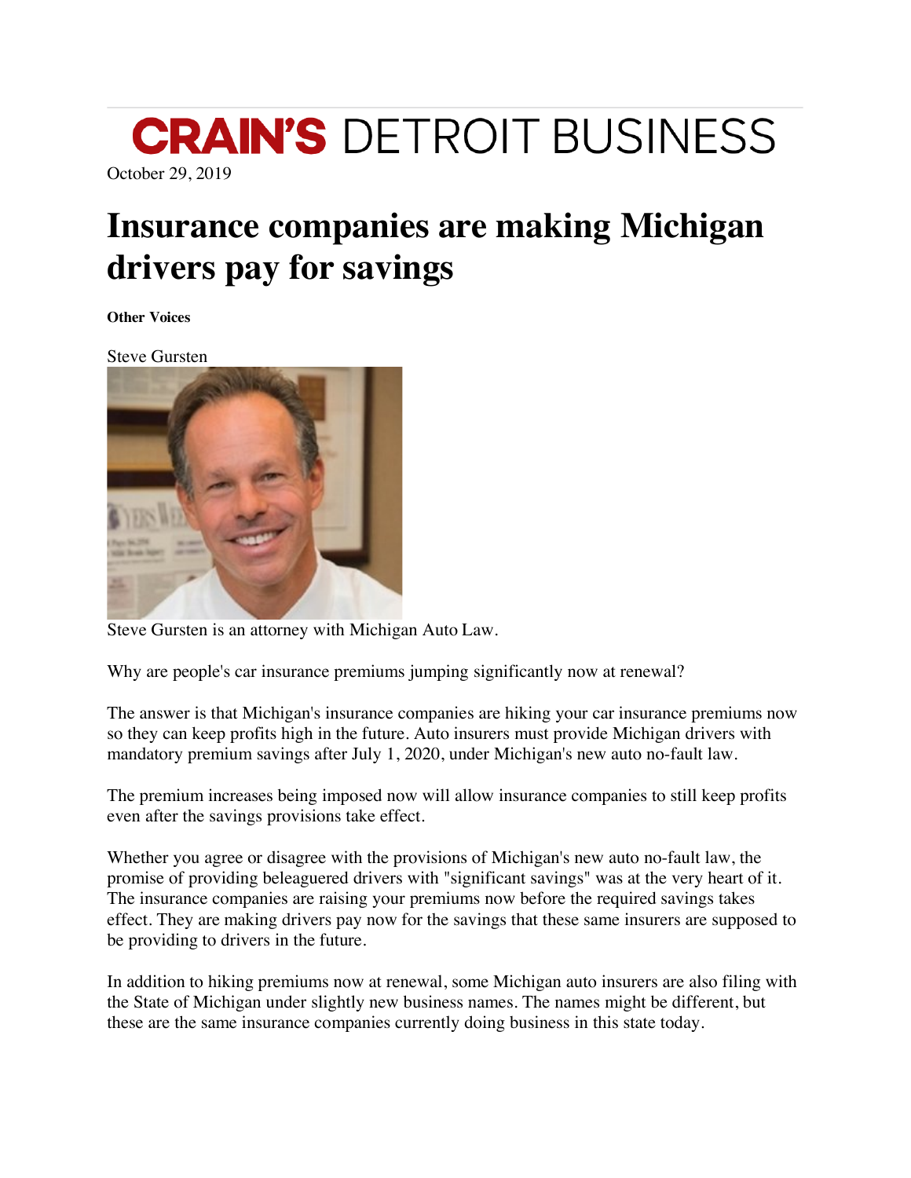CRAIN'S DETROIT BUSINESS

October 29, 2019

# Insurance companies are making Michigan drivers pay for savings

**Other Voices**

Steve Gursten

Steve Gursten is an attorney with Michigan Auto Law.

Why are people's car insurance premiums jumping significantly now at renewal?

The answer is that Michigan's insurance companies are hiking your car insurance premiums now so they can keep profits high in the future. Auto insurers must provide Michigan drivers with mandatory premium savings after July 1, 2020, under Michigan's new auto no-fault law.

The premium increases being imposed now will allow insurance companies to still keep profits even after the savings provisions take effect.

Whether you agree or disagree with the provisions of Michigan's new auto no-fault law, the promise of providing beleaguered drivers with "significant savings" was at the very heart of it. The insurance companies are raising your premiums now before the required savings takes effect. They are making drivers pay now for the savings that these same insurers are supposed to be providing to drivers in the future.

In addition to hiking premiums now at renewal, some Michigan auto insurers are also filing with the State of Michigan under slightly new business names. The names might be different, but these are the same insurance companies currently doing business in this state today.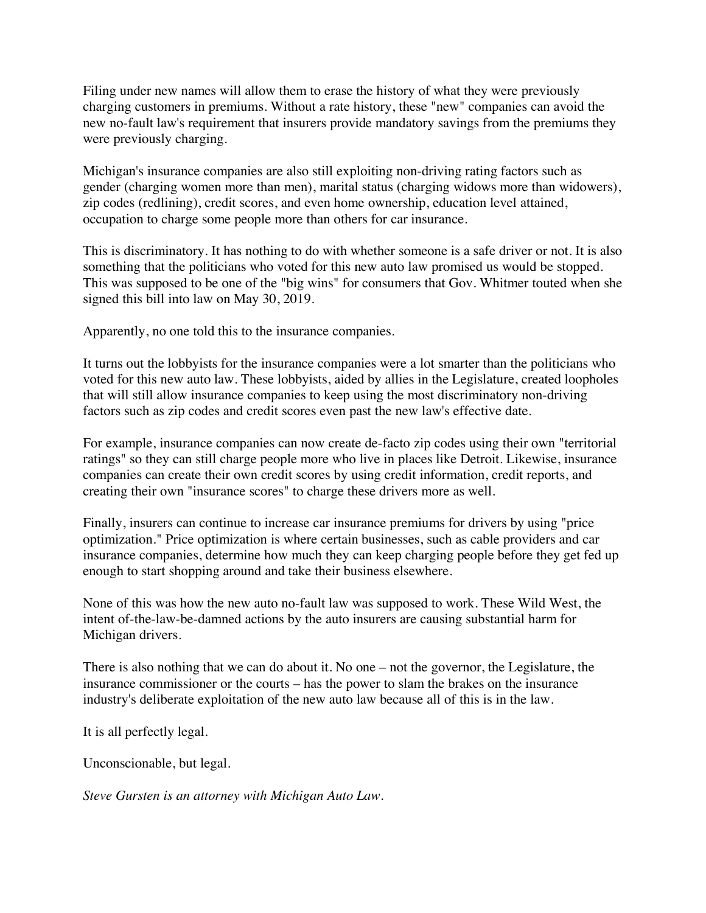Filing under new names will allow them to erase the history of what they were previously charging customers in premiums. Without a rate history, these "new" companies can avoid the new no-fault law's requirement that insurers provide mandatory savings from the premiums they were previously charging.

Michigan's insurance companies are also still exploiting non-driving rating factors such as gender (charging women more than men), marital status (charging widows more than widowers), zip codes (redlining), credit scores, and even home ownership, education level attained, occupation to charge some people more than others for car insurance.

This is discriminatory. It has nothing to do with whether someone is a safe driver or not. It is also something that the politicians who voted for this new auto law promised us would be stopped. This was supposed to be one of the "big wins" for consumers that Gov. Whitmer touted when she signed this bill into law on May 30, 2019.

Apparently, no one told this to the insurance companies.

It turns out the lobbyists for the insurance companies were a lot smarter than the politicians who voted for this new auto law. These lobbyists, aided by allies in the Legislature, created loopholes that will still allow insurance companies to keep using the most discriminatory non-driving factors such as zip codes and credit scores even past the new law's effective date.

For example, insurance companies can now create de-facto zip codes using their own "territorial ratings" so they can still charge people more who live in places like Detroit. Likewise, insurance companies can create their own credit scores by using credit information, credit reports, and creating their own "insurance scores" to charge these drivers more as well.

Finally, insurers can continue to increase car insurance premiums for drivers by using "price optimization." Price optimization is where certain businesses, such as cable providers and car insurance companies, determine how much they can keep charging people before they get fed up enough to start shopping around and take their business elsewhere.

None of this was how the new auto no-fault law was supposed to work. These Wild West, the intent of-the-law-be-damned actions by the auto insurers are causing substantial harm for Michigan drivers.

There is also nothing that we can do about it. No one – not the governor, the Legislature, the insurance commissioner or the courts – has the power to slam the brakes on the insurance industry's deliberate exploitation of the new auto law because all of this is in the law.

It is all perfectly legal.

Unconscionable, but legal.

*Steve Gursten is an attorney with Michigan Auto Law.*